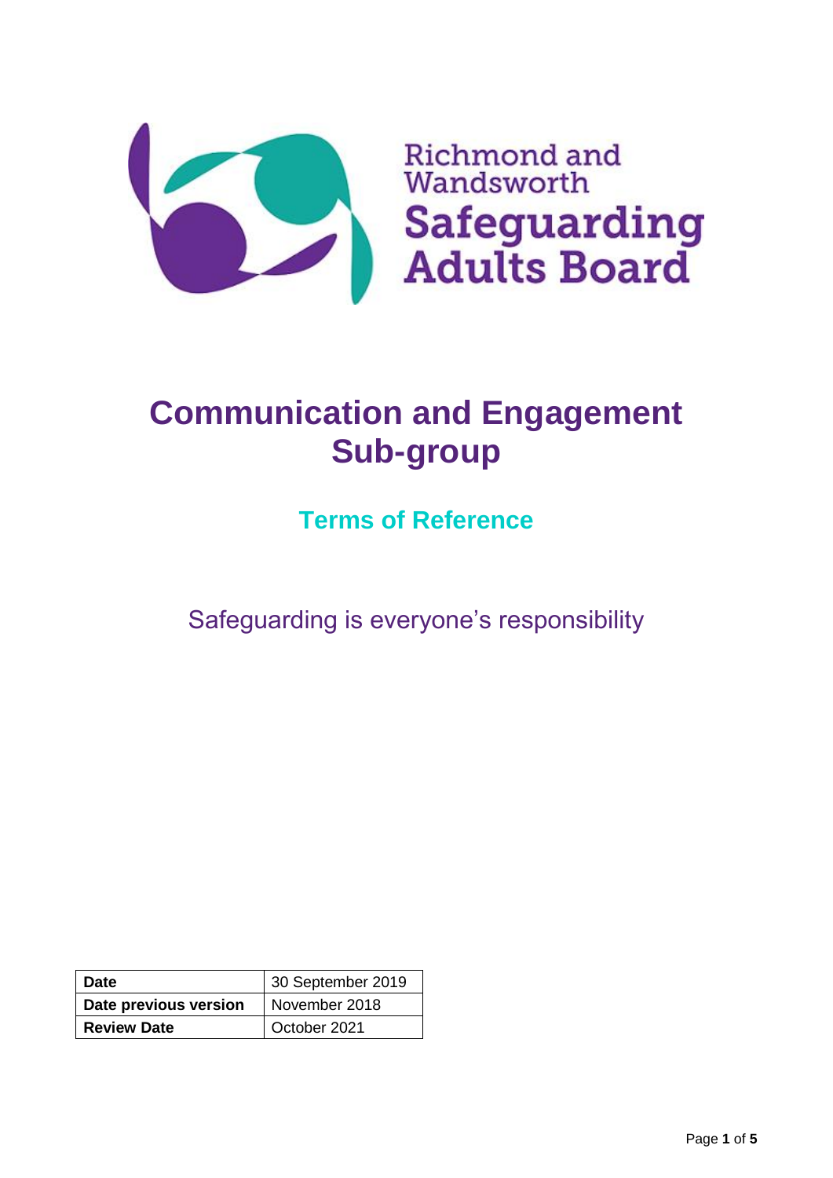Richmond and Wandsworth

**Safeguarding Adults Board**

# Communication and Engagement Sub-group

## Terms of Reference

Safeguarding is everyone's responsibility

| **Date** | 30 September 2019 |
|---|---|
| **Date previous version** | November 2018 |
| **Review Date** | October 2021 |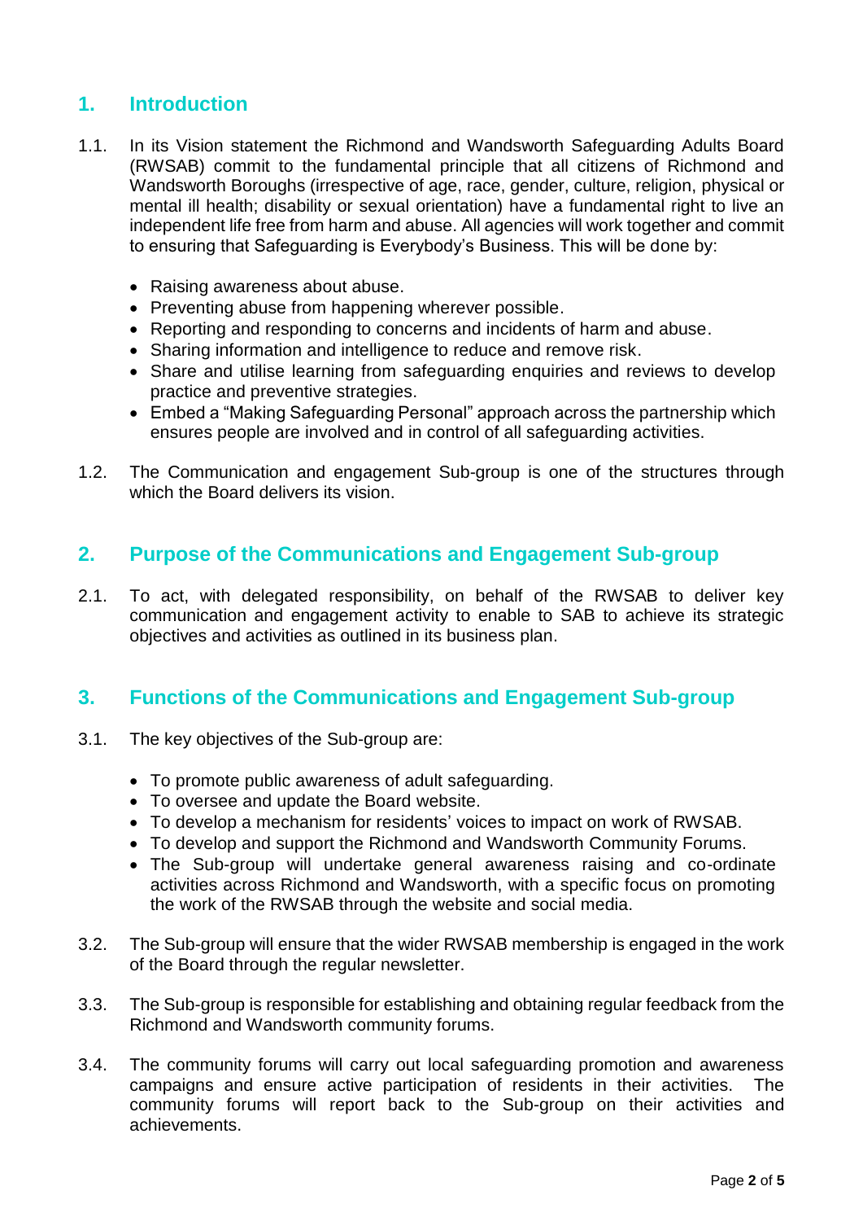## 1. Introduction

1.1. In its Vision statement the Richmond and Wandsworth Safeguarding Adults Board (RWSAB) commit to the fundamental principle that all citizens of Richmond and Wandsworth Boroughs (irrespective of age, race, gender, culture, religion, physical or mental ill health; disability or sexual orientation) have a fundamental right to live an independent life free from harm and abuse. All agencies will work together and commit to ensuring that Safeguarding is Everybody's Business. This will be done by:

- Raising awareness about abuse.
- Preventing abuse from happening wherever possible.
- Reporting and responding to concerns and incidents of harm and abuse.
- Sharing information and intelligence to reduce and remove risk.
- Share and utilise learning from safeguarding enquiries and reviews to develop practice and preventive strategies.
- Embed a "Making Safeguarding Personal" approach across the partnership which ensures people are involved and in control of all safeguarding activities.

1.2. The Communication and engagement Sub-group is one of the structures through which the Board delivers its vision.

## 2. Purpose of the Communications and Engagement Sub-group

2.1. To act, with delegated responsibility, on behalf of the RWSAB to deliver key communication and engagement activity to enable to SAB to achieve its strategic objectives and activities as outlined in its business plan.

## 3. Functions of the Communications and Engagement Sub-group

3.1. The key objectives of the Sub-group are:

- To promote public awareness of adult safeguarding.
- To oversee and update the Board website.
- To develop a mechanism for residents' voices to impact on work of RWSAB.
- To develop and support the Richmond and Wandsworth Community Forums.
- The Sub-group will undertake general awareness raising and co-ordinate activities across Richmond and Wandsworth, with a specific focus on promoting the work of the RWSAB through the website and social media.

3.2. The Sub-group will ensure that the wider RWSAB membership is engaged in the work of the Board through the regular newsletter.

3.3. The Sub-group is responsible for establishing and obtaining regular feedback from the Richmond and Wandsworth community forums.

3.4. The community forums will carry out local safeguarding promotion and awareness campaigns and ensure active participation of residents in their activities. The community forums will report back to the Sub-group on their activities and achievements.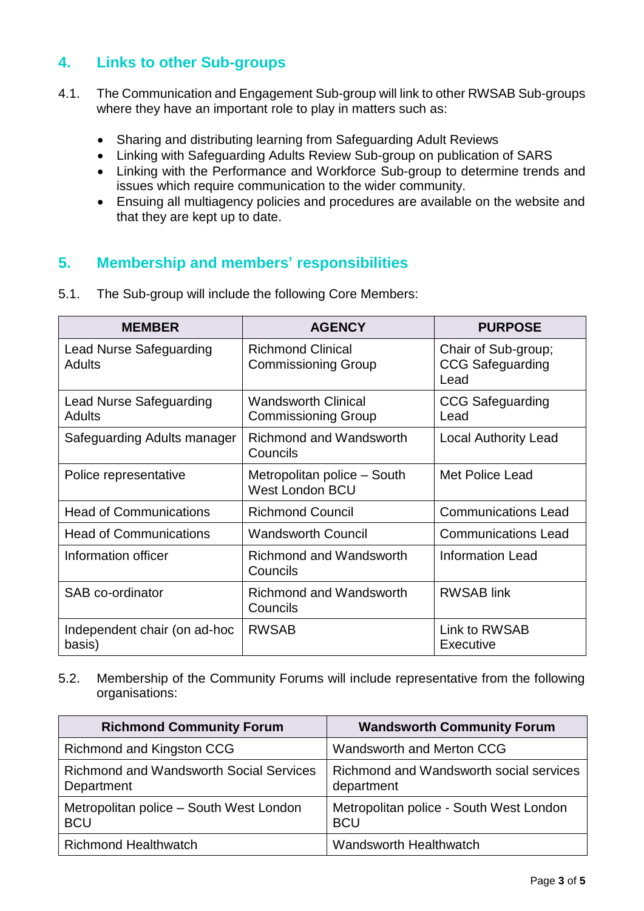## 4. Links to other Sub-groups

4.1. The Communication and Engagement Sub-group will link to other RWSAB Sub-groups where they have an important role to play in matters such as:

- Sharing and distributing learning from Safeguarding Adult Reviews
- Linking with Safeguarding Adults Review Sub-group on publication of SARS
- Linking with the Performance and Workforce Sub-group to determine trends and issues which require communication to the wider community.
- Ensuing all multiagency policies and procedures are available on the website and that they are kept up to date.

## 5. Membership and members' responsibilities

5.1. The Sub-group will include the following Core Members:

| MEMBER | AGENCY | PURPOSE |
|---|---|---|
| Lead Nurse Safeguarding Adults | Richmond Clinical Commissioning Group | Chair of Sub-group; CCG Safeguarding Lead |
| Lead Nurse Safeguarding Adults | Wandsworth Clinical Commissioning Group | CCG Safeguarding Lead |
| Safeguarding Adults manager | Richmond and Wandsworth Councils | Local Authority Lead |
| Police representative | Metropolitan police – South West London BCU | Met Police Lead |
| Head of Communications | Richmond Council | Communications Lead |
| Head of Communications | Wandsworth Council | Communications Lead |
| Information officer | Richmond and Wandsworth Councils | Information Lead |
| SAB co-ordinator | Richmond and Wandsworth Councils | RWSAB link |
| Independent chair (on ad-hoc basis) | RWSAB | Link to RWSAB Executive |

5.2. Membership of the Community Forums will include representative from the following organisations:

| Richmond Community Forum | Wandsworth Community Forum |
|---|---|
| Richmond and Kingston CCG | Wandsworth and Merton CCG |
| Richmond and Wandsworth Social Services Department | Richmond and Wandsworth social services department |
| Metropolitan police – South West London BCU | Metropolitan police - South West London BCU |
| Richmond Healthwatch | Wandsworth Healthwatch |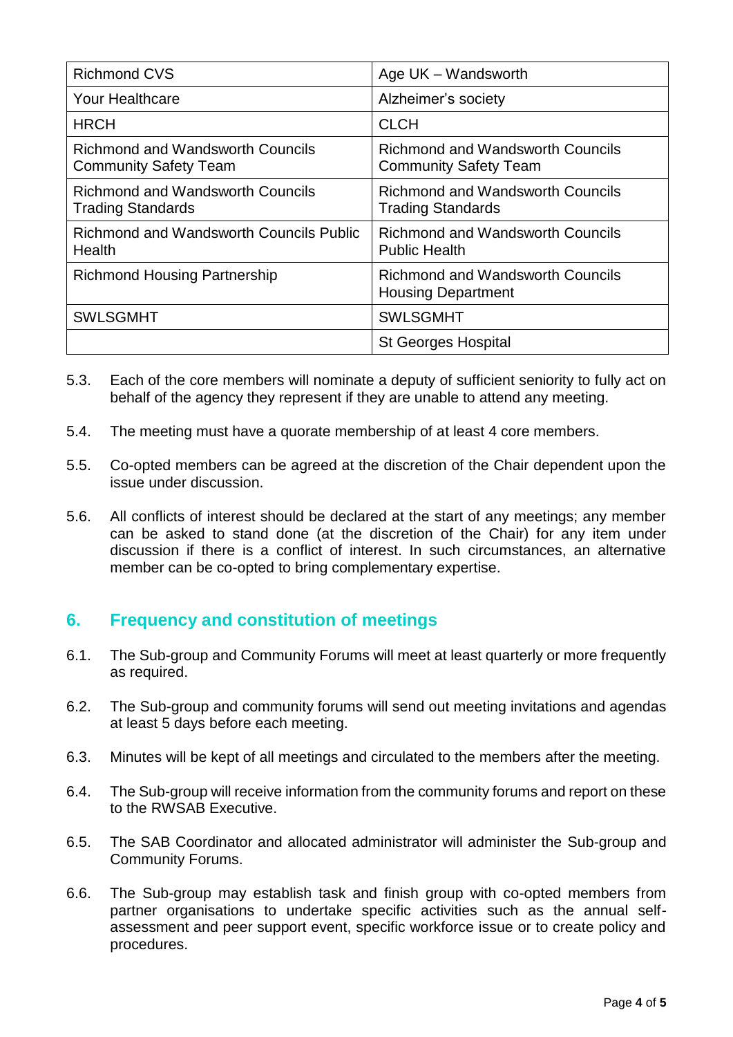| Richmond CVS | Age UK – Wandsworth |
|---|---|
| Your Healthcare | Alzheimer's society |
| HRCH | CLCH |
| Richmond and Wandsworth Councils Community Safety Team | Richmond and Wandsworth Councils Community Safety Team |
| Richmond and Wandsworth Councils Trading Standards | Richmond and Wandsworth Councils Trading Standards |
| Richmond and Wandsworth Councils Public Health | Richmond and Wandsworth Councils Public Health |
| Richmond Housing Partnership | Richmond and Wandsworth Councils Housing Department |
| SWLSGMHT | SWLSGMHT |
| | St Georges Hospital |

5.3. Each of the core members will nominate a deputy of sufficient seniority to fully act on behalf of the agency they represent if they are unable to attend any meeting.

5.4. The meeting must have a quorate membership of at least 4 core members.

5.5. Co-opted members can be agreed at the discretion of the Chair dependent upon the issue under discussion.

5.6. All conflicts of interest should be declared at the start of any meetings; any member can be asked to stand done (at the discretion of the Chair) for any item under discussion if there is a conflict of interest. In such circumstances, an alternative member can be co-opted to bring complementary expertise.

## 6. Frequency and constitution of meetings

6.1. The Sub-group and Community Forums will meet at least quarterly or more frequently as required.

6.2. The Sub-group and community forums will send out meeting invitations and agendas at least 5 days before each meeting.

6.3. Minutes will be kept of all meetings and circulated to the members after the meeting.

6.4. The Sub-group will receive information from the community forums and report on these to the RWSAB Executive.

6.5. The SAB Coordinator and allocated administrator will administer the Sub-group and Community Forums.

6.6. The Sub-group may establish task and finish group with co-opted members from partner organisations to undertake specific activities such as the annual self-assessment and peer support event, specific workforce issue or to create policy and procedures.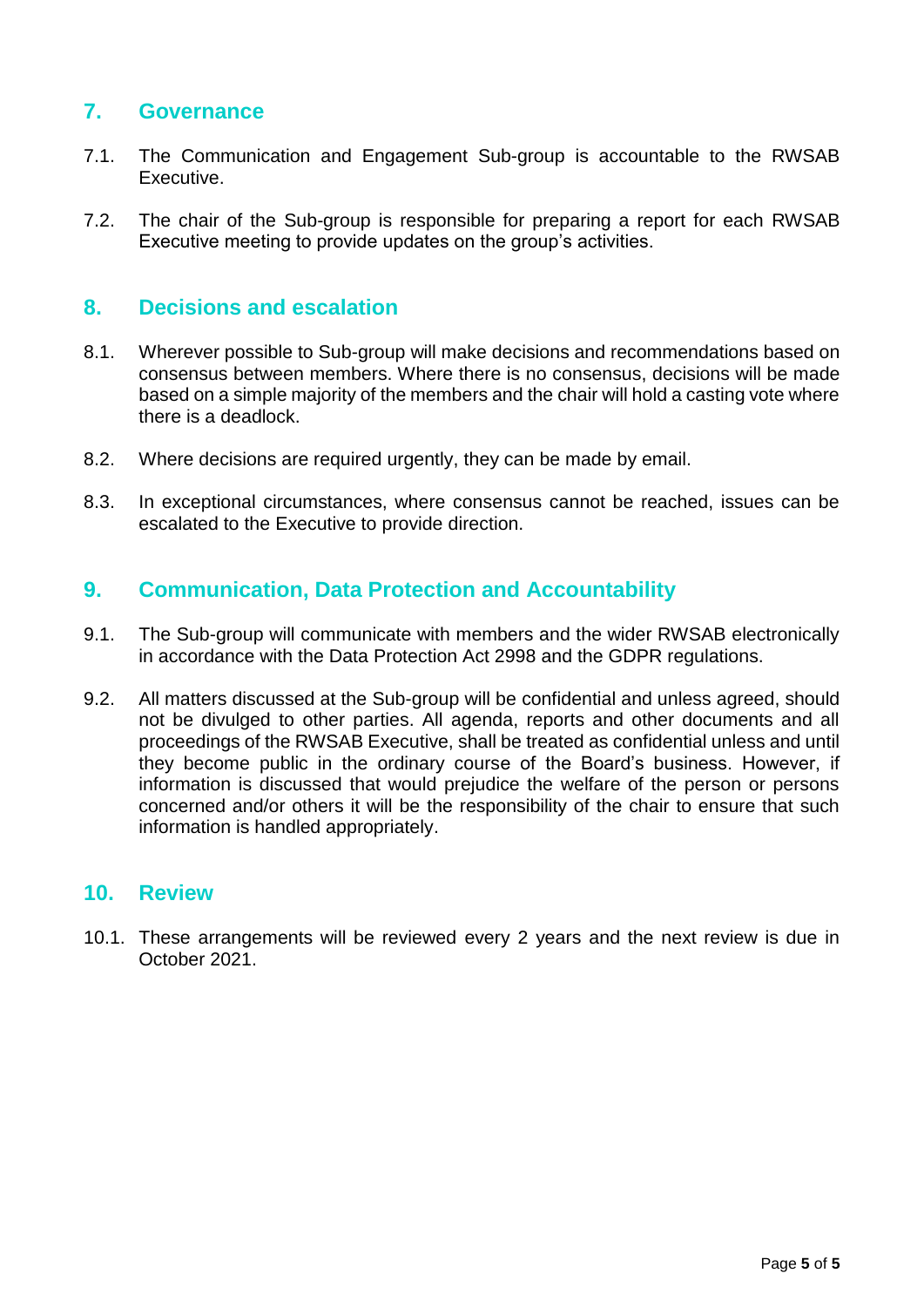## 7. Governance

7.1. The Communication and Engagement Sub-group is accountable to the RWSAB Executive.

7.2. The chair of the Sub-group is responsible for preparing a report for each RWSAB Executive meeting to provide updates on the group's activities.

## 8. Decisions and escalation

8.1. Wherever possible to Sub-group will make decisions and recommendations based on consensus between members. Where there is no consensus, decisions will be made based on a simple majority of the members and the chair will hold a casting vote where there is a deadlock.

8.2. Where decisions are required urgently, they can be made by email.

8.3. In exceptional circumstances, where consensus cannot be reached, issues can be escalated to the Executive to provide direction.

## 9. Communication, Data Protection and Accountability

9.1. The Sub-group will communicate with members and the wider RWSAB electronically in accordance with the Data Protection Act 2998 and the GDPR regulations.

9.2. All matters discussed at the Sub-group will be confidential and unless agreed, should not be divulged to other parties. All agenda, reports and other documents and all proceedings of the RWSAB Executive, shall be treated as confidential unless and until they become public in the ordinary course of the Board's business. However, if information is discussed that would prejudice the welfare of the person or persons concerned and/or others it will be the responsibility of the chair to ensure that such information is handled appropriately.

## 10. Review

10.1. These arrangements will be reviewed every 2 years and the next review is due in October 2021.